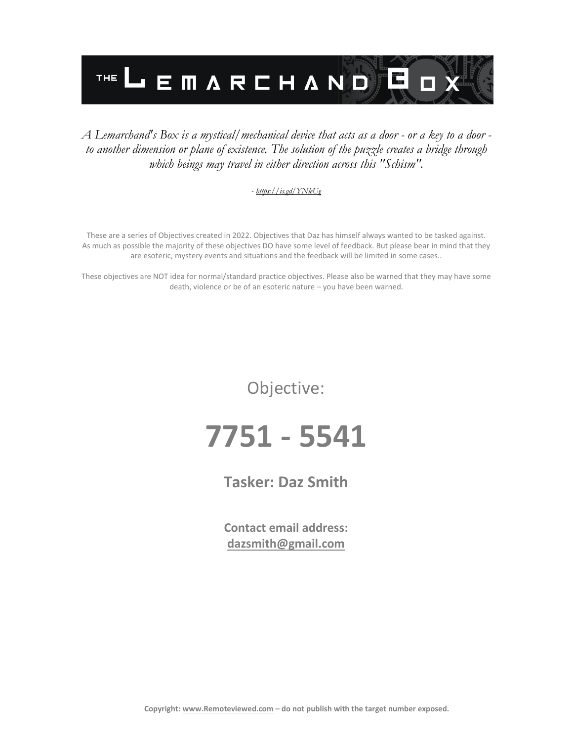# THE LEMARCHAND BOX

*A Lemarchand's Box is a mystical/mechanical device that acts as a door - or a key to a door - to another dimension or plane of existence. The solution of the puzzle creates a bridge through which beings may travel in either direction across this "Schism".*

*- https://is.gd/YNleUg*

These are a series of Objectives created in 2022. Objectives that Daz has himself always wanted to be tasked against. As much as possible the majority of these objectives DO have some level of feedback. But please bear in mind that they are esoteric, mystery events and situations and the feedback will be limited in some cases..

These objectives are NOT idea for normal/standard practice objectives. Please also be warned that they may have some death, violence or be of an esoteric nature – you have been warned.

Objective:

# 7751 - 5541

**Tasker: Daz Smith**

**Contact email address:**
**dazsmith@gmail.com**

**Copyright: www.Remoteviewed.com – do not publish with the target number exposed.**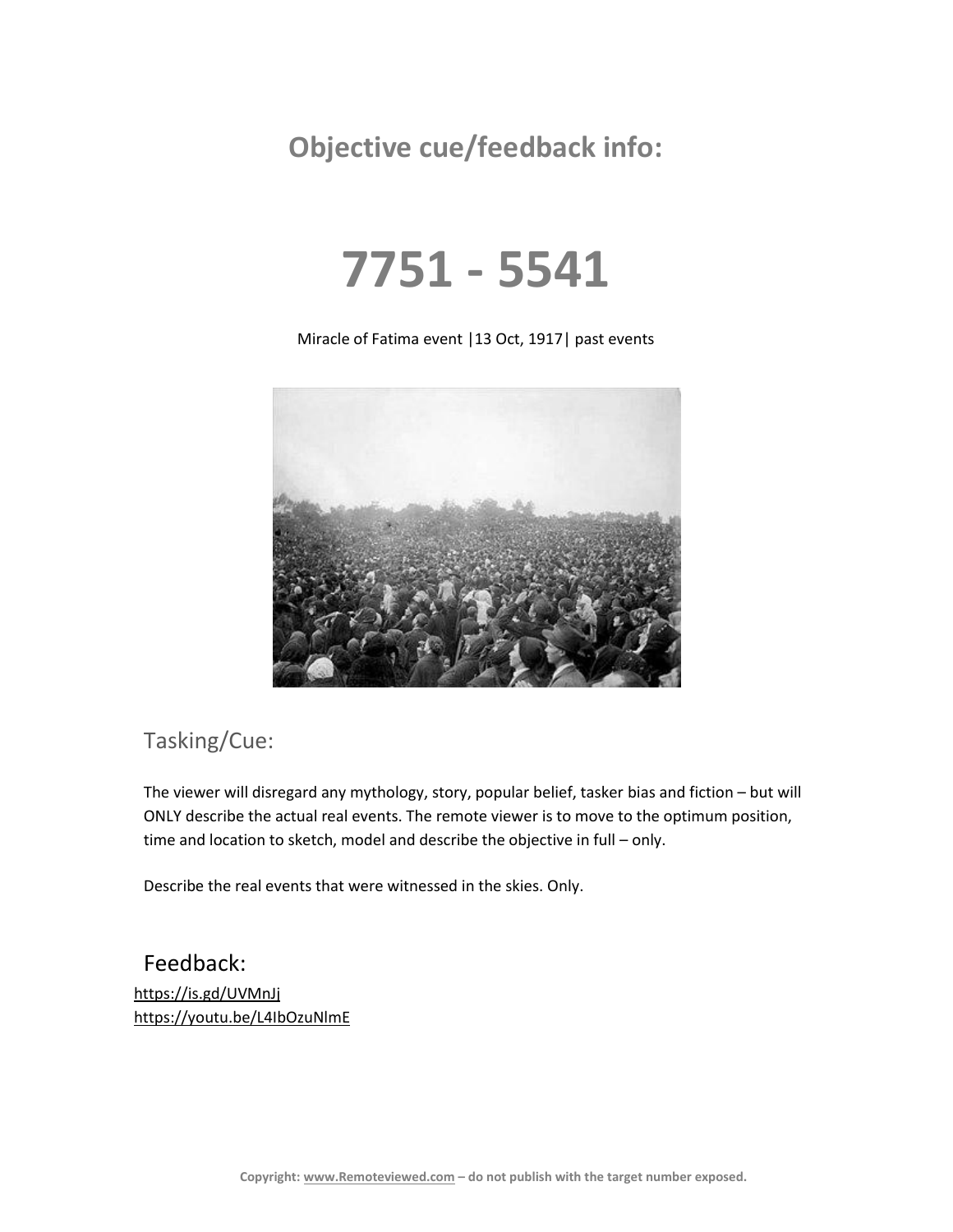## Objective cue/feedback info:

# 7751 - 5541

Miracle of Fatima event |13 Oct, 1917| past events

### Tasking/Cue:

The viewer will disregard any mythology, story, popular belief, tasker bias and fiction – but will ONLY describe the actual real events. The remote viewer is to move to the optimum position, time and location to sketch, model and describe the objective in full – only.

Describe the real events that were witnessed in the skies. Only.

### Feedback:

https://is.gd/UVMnJj
https://youtu.be/L4IbOzuNlmE

**Copyright: www.Remoteviewed.com – do not publish with the target number exposed.**